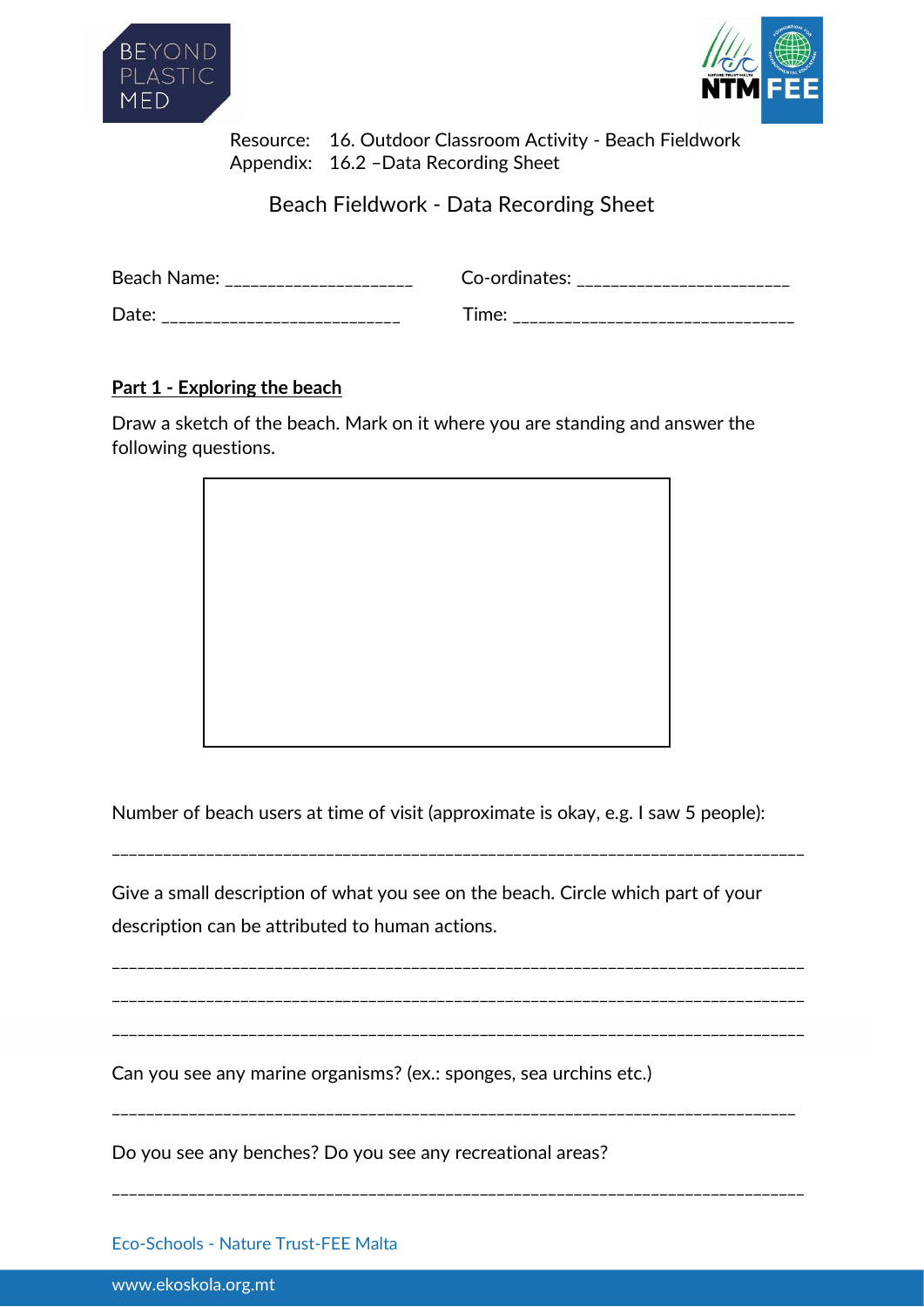Resource: 16. Outdoor Classroom Activity - Beach Fieldwork
Appendix: 16.2 –Data Recording Sheet

# Beach Fieldwork - Data Recording Sheet

Beach Name: ____________________ Co-ordinates: ______________________

Date: _________________________ Time: _____________________________

## Part 1 - Exploring the beach

Draw a sketch of the beach. Mark on it where you are standing and answer the following questions.

Number of beach users at time of visit (approximate is okay, e.g. I saw 5 people):

___________________________________________________________________________

Give a small description of what you see on the beach. Circle which part of your description can be attributed to human actions.

___________________________________________________________________________

___________________________________________________________________________

___________________________________________________________________________

Can you see any marine organisms? (ex.: sponges, sea urchins etc.)

___________________________________________________________________________

Do you see any benches? Do you see any recreational areas?

___________________________________________________________________________

Eco-Schools - Nature Trust-FEE Malta

www.ekoskola.org.mt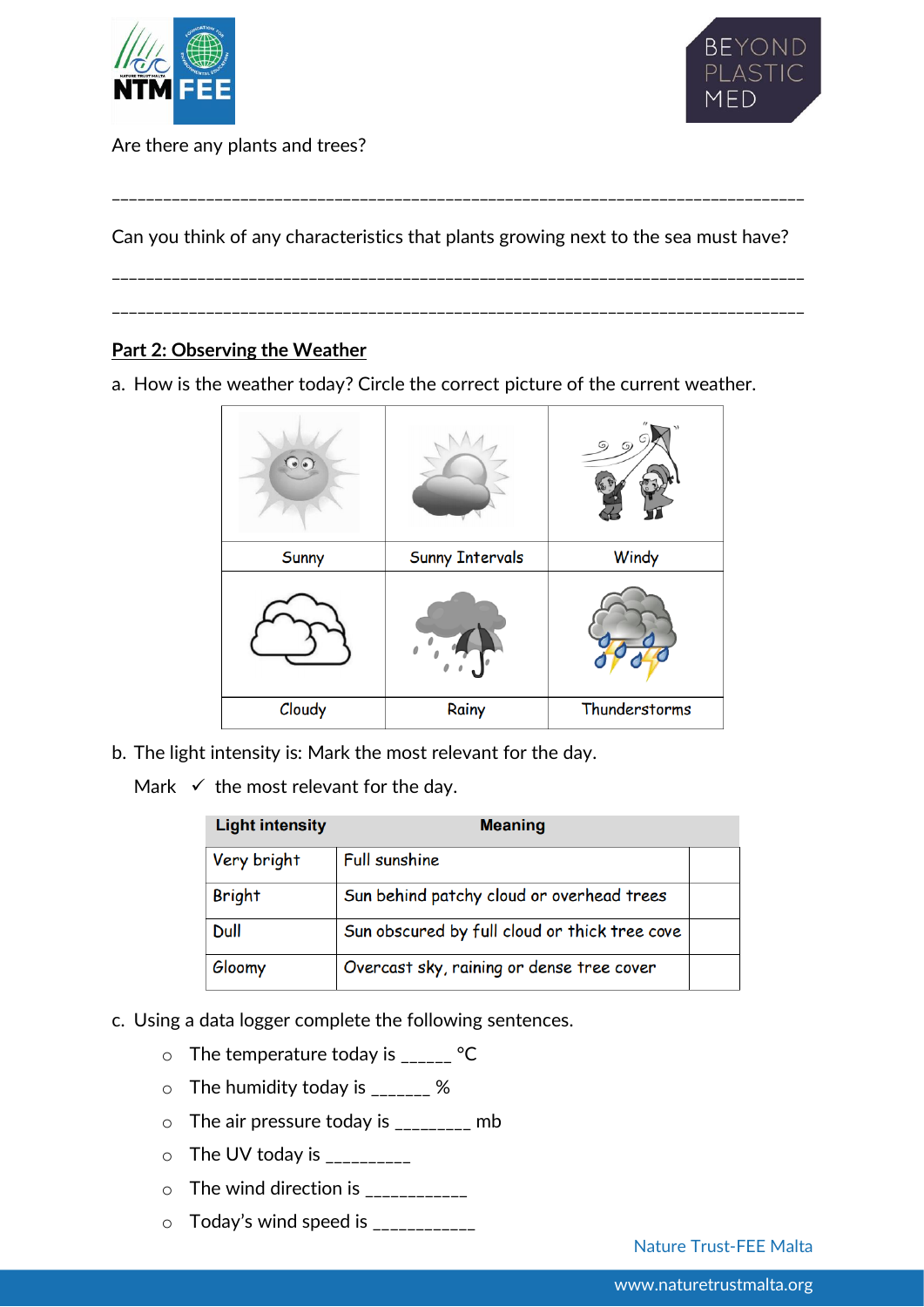Are there any plants and trees?

\_\_\_\_\_\_\_\_\_\_\_\_\_\_\_\_\_\_\_\_\_\_\_\_\_\_\_\_\_\_\_\_\_\_\_\_\_\_\_\_\_\_\_\_\_\_\_\_\_\_\_\_\_\_\_\_\_\_\_\_\_\_\_\_\_\_\_\_\_\_\_\_\_\_\_\_\_\_

Can you think of any characteristics that plants growing next to the sea must have?

\_\_\_\_\_\_\_\_\_\_\_\_\_\_\_\_\_\_\_\_\_\_\_\_\_\_\_\_\_\_\_\_\_\_\_\_\_\_\_\_\_\_\_\_\_\_\_\_\_\_\_\_\_\_\_\_\_\_\_\_\_\_\_\_\_\_\_\_\_\_\_\_\_\_\_\_\_\_

\_\_\_\_\_\_\_\_\_\_\_\_\_\_\_\_\_\_\_\_\_\_\_\_\_\_\_\_\_\_\_\_\_\_\_\_\_\_\_\_\_\_\_\_\_\_\_\_\_\_\_\_\_\_\_\_\_\_\_\_\_\_\_\_\_\_\_\_\_\_\_\_\_\_\_\_\_\_

## Part 2: Observing the Weather

a. How is the weather today? Circle the correct picture of the current weather.

| Sunny | Sunny Intervals | Windy |
|---|---|---|
| **Cloudy** | **Rainy** | **Thunderstorms** |

b. The light intensity is: Mark the most relevant for the day.

Mark ✓ the most relevant for the day.

| Light intensity | Meaning | |
|---|---|---|
| Very bright | Full sunshine | |
| Bright | Sun behind patchy cloud or overhead trees | |
| Dull | Sun obscured by full cloud or thick tree cove | |
| Gloomy | Overcast sky, raining or dense tree cover | |

c. Using a data logger complete the following sentences.

- The temperature today is \_\_\_\_\_ °C
- The humidity today is \_\_\_\_\_\_ %
- The air pressure today is \_\_\_\_\_\_\_\_ mb
- The UV today is \_\_\_\_\_\_\_\_\_
- The wind direction is \_\_\_\_\_\_\_\_\_\_\_
- Today's wind speed is \_\_\_\_\_\_\_\_\_\_\_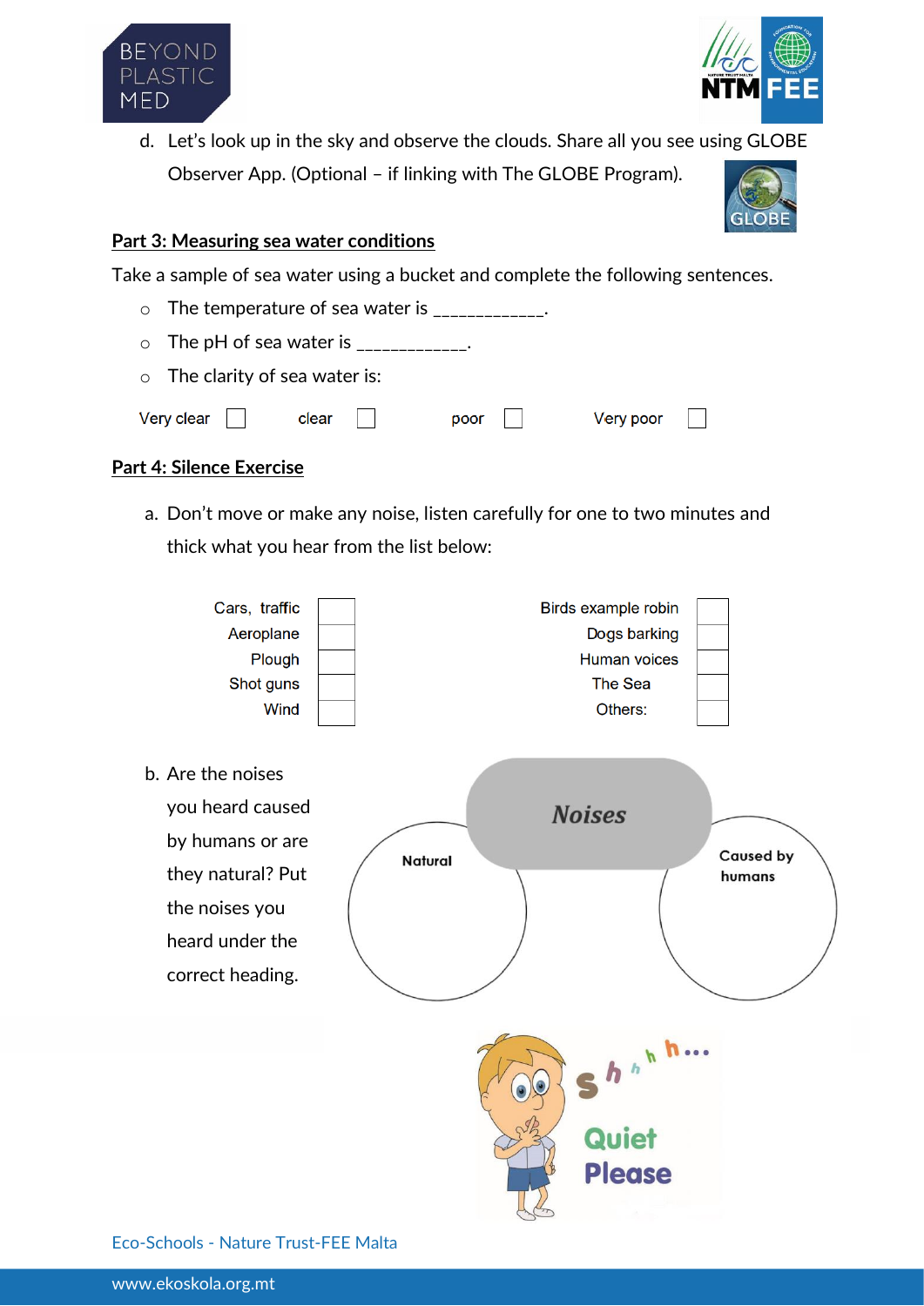d. Let's look up in the sky and observe the clouds. Share all you see using GLOBE Observer App. (Optional – if linking with The GLOBE Program).

**Part 3: Measuring sea water conditions**

Take a sample of sea water using a bucket and complete the following sentences.

- The temperature of sea water is ____________.
- The pH of sea water is ____________.
- The clarity of sea water is:

Very clear ☐ clear ☐ poor ☐ Very poor ☐

**Part 4: Silence Exercise**

a. Don't move or make any noise, listen carefully for one to two minutes and thick what you hear from the list below:

| | | | |
|---|---|---|---|
| Cars, traffic | ☐ | Birds example robin | ☐ |
| Aeroplane | ☐ | Dogs barking | ☐ |
| Plough | ☐ | Human voices | ☐ |
| Shot guns | ☐ | The Sea | ☐ |
| Wind | ☐ | Others: | ☐ |

b. Are the noises you heard caused by humans or are they natural? Put the noises you heard under the correct heading.

***Noises***

| Natural | Caused by humans |
|---|---|
| | |

Shhh... Quiet Please

Eco-Schools - Nature Trust-FEE Malta

www.ekoskola.org.mt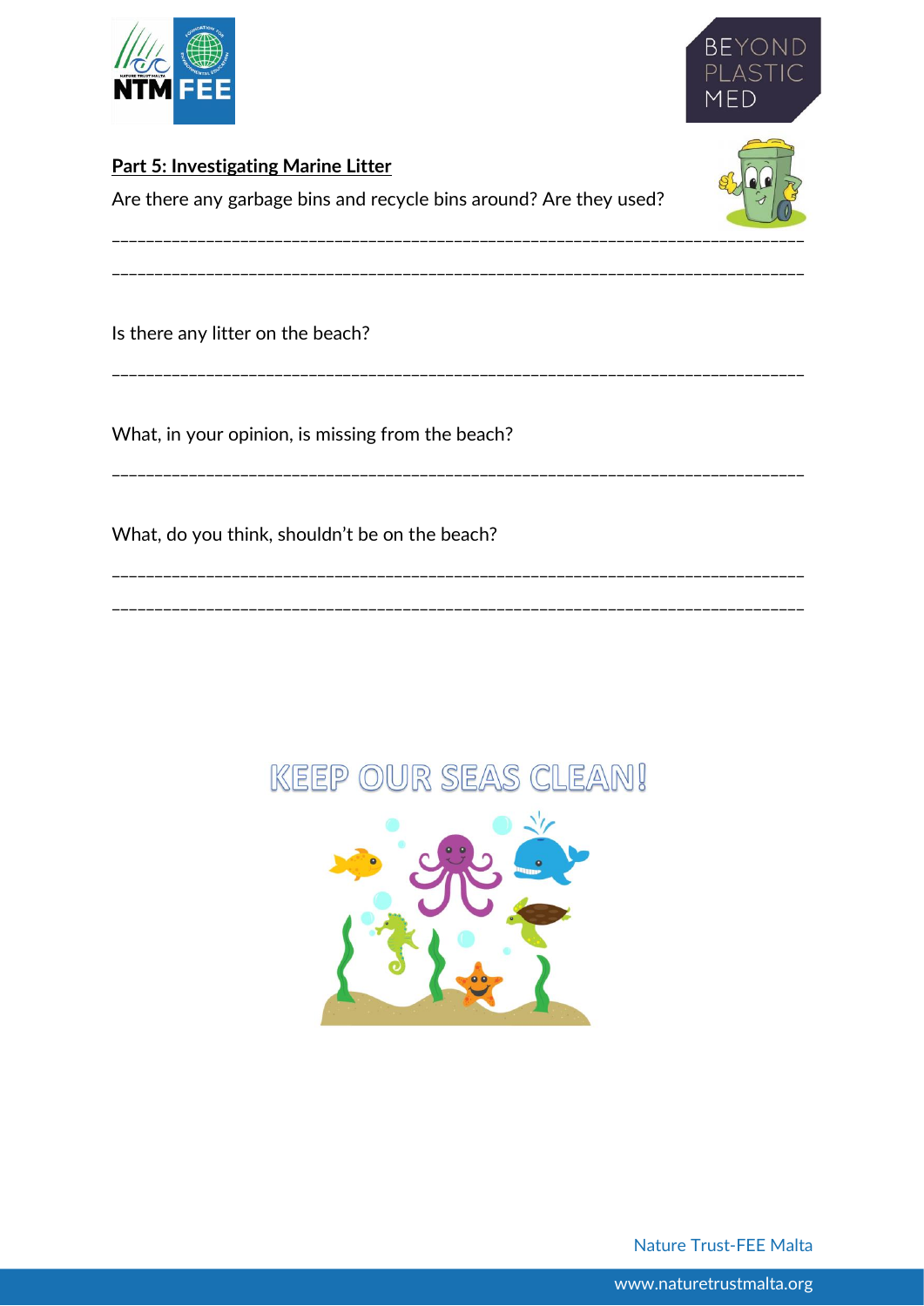## Part 5: Investigating Marine Litter

Are there any garbage bins and recycle bins around? Are they used?

_______________________________________________________________________________

_______________________________________________________________________________

Is there any litter on the beach?

_______________________________________________________________________________

What, in your opinion, is missing from the beach?

_______________________________________________________________________________

What, do you think, shouldn't be on the beach?

_______________________________________________________________________________

_______________________________________________________________________________

KEEP OUR SEAS CLEAN!